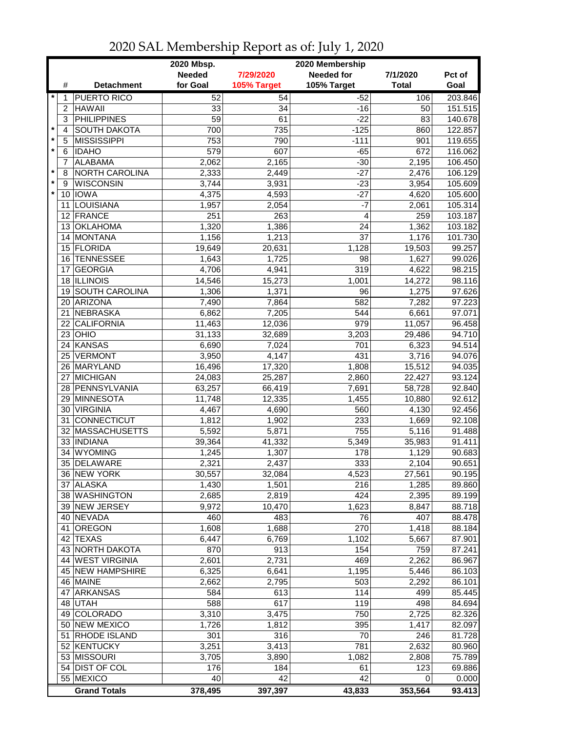# 2020 SAL Membership Report as of: July 1, 2020

| | # | Detachment | 2020 Mbsp. Needed for Goal | 7/29/2020 105% Target | 2020 Membership Needed for 105% Target | 7/1/2020 Total | Pct of Goal |
|---|---|---|---|---|---|---|---|
| * | 1 | PUERTO RICO | 52 | 54 | -52 | 106 | 203.846 |
| | 2 | HAWAII | 33 | 34 | -16 | 50 | 151.515 |
| | 3 | PHILIPPINES | 59 | 61 | -22 | 83 | 140.678 |
| * | 4 | SOUTH DAKOTA | 700 | 735 | -125 | 860 | 122.857 |
| * | 5 | MISSISSIPPI | 753 | 790 | -111 | 901 | 119.655 |
| * | 6 | IDAHO | 579 | 607 | -65 | 672 | 116.062 |
| | 7 | ALABAMA | 2,062 | 2,165 | -30 | 2,195 | 106.450 |
| * | 8 | NORTH CAROLINA | 2,333 | 2,449 | -27 | 2,476 | 106.129 |
| * | 9 | WISCONSIN | 3,744 | 3,931 | -23 | 3,954 | 105.609 |
| * | 10 | IOWA | 4,375 | 4,593 | -27 | 4,620 | 105.600 |
| | 11 | LOUISIANA | 1,957 | 2,054 | -7 | 2,061 | 105.314 |
| | 12 | FRANCE | 251 | 263 | 4 | 259 | 103.187 |
| | 13 | OKLAHOMA | 1,320 | 1,386 | 24 | 1,362 | 103.182 |
| | 14 | MONTANA | 1,156 | 1,213 | 37 | 1,176 | 101.730 |
| | 15 | FLORIDA | 19,649 | 20,631 | 1,128 | 19,503 | 99.257 |
| | 16 | TENNESSEE | 1,643 | 1,725 | 98 | 1,627 | 99.026 |
| | 17 | GEORGIA | 4,706 | 4,941 | 319 | 4,622 | 98.215 |
| | 18 | ILLINOIS | 14,546 | 15,273 | 1,001 | 14,272 | 98.116 |
| | 19 | SOUTH CAROLINA | 1,306 | 1,371 | 96 | 1,275 | 97.626 |
| | 20 | ARIZONA | 7,490 | 7,864 | 582 | 7,282 | 97.223 |
| | 21 | NEBRASKA | 6,862 | 7,205 | 544 | 6,661 | 97.071 |
| | 22 | CALIFORNIA | 11,463 | 12,036 | 979 | 11,057 | 96.458 |
| | 23 | OHIO | 31,133 | 32,689 | 3,203 | 29,486 | 94.710 |
| | 24 | KANSAS | 6,690 | 7,024 | 701 | 6,323 | 94.514 |
| | 25 | VERMONT | 3,950 | 4,147 | 431 | 3,716 | 94.076 |
| | 26 | MARYLAND | 16,496 | 17,320 | 1,808 | 15,512 | 94.035 |
| | 27 | MICHIGAN | 24,083 | 25,287 | 2,860 | 22,427 | 93.124 |
| | 28 | PENNSYLVANIA | 63,257 | 66,419 | 7,691 | 58,728 | 92.840 |
| | 29 | MINNESOTA | 11,748 | 12,335 | 1,455 | 10,880 | 92.612 |
| | 30 | VIRGINIA | 4,467 | 4,690 | 560 | 4,130 | 92.456 |
| | 31 | CONNECTICUT | 1,812 | 1,902 | 233 | 1,669 | 92.108 |
| | 32 | MASSACHUSETTS | 5,592 | 5,871 | 755 | 5,116 | 91.488 |
| | 33 | INDIANA | 39,364 | 41,332 | 5,349 | 35,983 | 91.411 |
| | 34 | WYOMING | 1,245 | 1,307 | 178 | 1,129 | 90.683 |
| | 35 | DELAWARE | 2,321 | 2,437 | 333 | 2,104 | 90.651 |
| | 36 | NEW YORK | 30,557 | 32,084 | 4,523 | 27,561 | 90.195 |
| | 37 | ALASKA | 1,430 | 1,501 | 216 | 1,285 | 89.860 |
| | 38 | WASHINGTON | 2,685 | 2,819 | 424 | 2,395 | 89.199 |
| | 39 | NEW JERSEY | 9,972 | 10,470 | 1,623 | 8,847 | 88.718 |
| | 40 | NEVADA | 460 | 483 | 76 | 407 | 88.478 |
| | 41 | OREGON | 1,608 | 1,688 | 270 | 1,418 | 88.184 |
| | 42 | TEXAS | 6,447 | 6,769 | 1,102 | 5,667 | 87.901 |
| | 43 | NORTH DAKOTA | 870 | 913 | 154 | 759 | 87.241 |
| | 44 | WEST VIRGINIA | 2,601 | 2,731 | 469 | 2,262 | 86.967 |
| | 45 | NEW HAMPSHIRE | 6,325 | 6,641 | 1,195 | 5,446 | 86.103 |
| | 46 | MAINE | 2,662 | 2,795 | 503 | 2,292 | 86.101 |
| | 47 | ARKANSAS | 584 | 613 | 114 | 499 | 85.445 |
| | 48 | UTAH | 588 | 617 | 119 | 498 | 84.694 |
| | 49 | COLORADO | 3,310 | 3,475 | 750 | 2,725 | 82.326 |
| | 50 | NEW MEXICO | 1,726 | 1,812 | 395 | 1,417 | 82.097 |
| | 51 | RHODE ISLAND | 301 | 316 | 70 | 246 | 81.728 |
| | 52 | KENTUCKY | 3,251 | 3,413 | 781 | 2,632 | 80.960 |
| | 53 | MISSOURI | 3,705 | 3,890 | 1,082 | 2,808 | 75.789 |
| | 54 | DIST OF COL | 176 | 184 | 61 | 123 | 69.886 |
| | 55 | MEXICO | 40 | 42 | 42 | 0 | 0.000 |
| | | **Grand Totals** | **378,495** | **397,397** | **43,833** | **353,564** | **93.413** |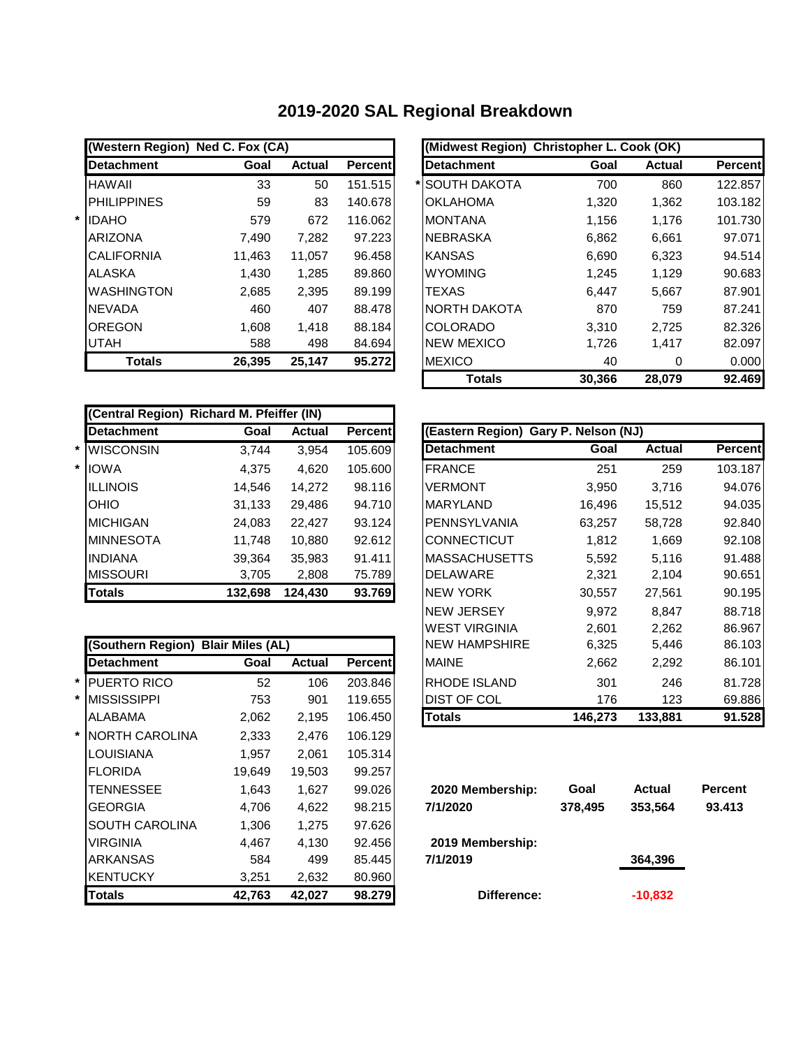# 2019-2020 SAL Regional Breakdown

| (Western Region) Ned C. Fox (CA) | | | |
|---|---|---|---|
| **Detachment** | **Goal** | **Actual** | **Percent** |
| HAWAII | 33 | 50 | 151.515 |
| PHILIPPINES | 59 | 83 | 140.678 |
| * IDAHO | 579 | 672 | 116.062 |
| ARIZONA | 7,490 | 7,282 | 97.223 |
| CALIFORNIA | 11,463 | 11,057 | 96.458 |
| ALASKA | 1,430 | 1,285 | 89.860 |
| WASHINGTON | 2,685 | 2,395 | 89.199 |
| NEVADA | 460 | 407 | 88.478 |
| OREGON | 1,608 | 1,418 | 88.184 |
| UTAH | 588 | 498 | 84.694 |
| **Totals** | **26,395** | **25,147** | **95.272** |

| (Midwest Region) Christopher L. Cook (OK) | | | |
|---|---|---|---|
| **Detachment** | **Goal** | **Actual** | **Percent** |
| * SOUTH DAKOTA | 700 | 860 | 122.857 |
| OKLAHOMA | 1,320 | 1,362 | 103.182 |
| MONTANA | 1,156 | 1,176 | 101.730 |
| NEBRASKA | 6,862 | 6,661 | 97.071 |
| KANSAS | 6,690 | 6,323 | 94.514 |
| WYOMING | 1,245 | 1,129 | 90.683 |
| TEXAS | 6,447 | 5,667 | 87.901 |
| NORTH DAKOTA | 870 | 759 | 87.241 |
| COLORADO | 3,310 | 2,725 | 82.326 |
| NEW MEXICO | 1,726 | 1,417 | 82.097 |
| MEXICO | 40 | 0 | 0.000 |
| **Totals** | **30,366** | **28,079** | **92.469** |

| (Central Region) Richard M. Pfeiffer (IN) | | | |
|---|---|---|---|
| **Detachment** | **Goal** | **Actual** | **Percent** |
| * WISCONSIN | 3,744 | 3,954 | 105.609 |
| * IOWA | 4,375 | 4,620 | 105.600 |
| ILLINOIS | 14,546 | 14,272 | 98.116 |
| OHIO | 31,133 | 29,486 | 94.710 |
| MICHIGAN | 24,083 | 22,427 | 93.124 |
| MINNESOTA | 11,748 | 10,880 | 92.612 |
| INDIANA | 39,364 | 35,983 | 91.411 |
| MISSOURI | 3,705 | 2,808 | 75.789 |
| **Totals** | **132,698** | **124,430** | **93.769** |

| (Eastern Region) Gary P. Nelson (NJ) | | | |
|---|---|---|---|
| **Detachment** | **Goal** | **Actual** | **Percent** |
| FRANCE | 251 | 259 | 103.187 |
| VERMONT | 3,950 | 3,716 | 94.076 |
| MARYLAND | 16,496 | 15,512 | 94.035 |
| PENNSYLVANIA | 63,257 | 58,728 | 92.840 |
| CONNECTICUT | 1,812 | 1,669 | 92.108 |
| MASSACHUSETTS | 5,592 | 5,116 | 91.488 |
| DELAWARE | 2,321 | 2,104 | 90.651 |
| NEW YORK | 30,557 | 27,561 | 90.195 |
| NEW JERSEY | 9,972 | 8,847 | 88.718 |
| WEST VIRGINIA | 2,601 | 2,262 | 86.967 |
| NEW HAMPSHIRE | 6,325 | 5,446 | 86.103 |
| MAINE | 2,662 | 2,292 | 86.101 |
| RHODE ISLAND | 301 | 246 | 81.728 |
| DIST OF COL | 176 | 123 | 69.886 |
| **Totals** | **146,273** | **133,881** | **91.528** |

| (Southern Region) Blair Miles (AL) | | | |
|---|---|---|---|
| **Detachment** | **Goal** | **Actual** | **Percent** |
| * PUERTO RICO | 52 | 106 | 203.846 |
| * MISSISSIPPI | 753 | 901 | 119.655 |
| ALABAMA | 2,062 | 2,195 | 106.450 |
| * NORTH CAROLINA | 2,333 | 2,476 | 106.129 |
| LOUISIANA | 1,957 | 2,061 | 105.314 |
| FLORIDA | 19,649 | 19,503 | 99.257 |
| TENNESSEE | 1,643 | 1,627 | 99.026 |
| GEORGIA | 4,706 | 4,622 | 98.215 |
| SOUTH CAROLINA | 1,306 | 1,275 | 97.626 |
| VIRGINIA | 4,467 | 4,130 | 92.456 |
| ARKANSAS | 584 | 499 | 85.445 |
| KENTUCKY | 3,251 | 2,632 | 80.960 |
| **Totals** | **42,763** | **42,027** | **98.279** |

| **2020 Membership:** | **Goal** | **Actual** | **Percent** |
|---|---|---|---|
| **7/1/2020** | **378,495** | **353,564** | **93.413** |
| **2019 Membership:** | | | |
| **7/1/2019** | | **364,396** | |
| **Difference:** | | **-10,832** | |